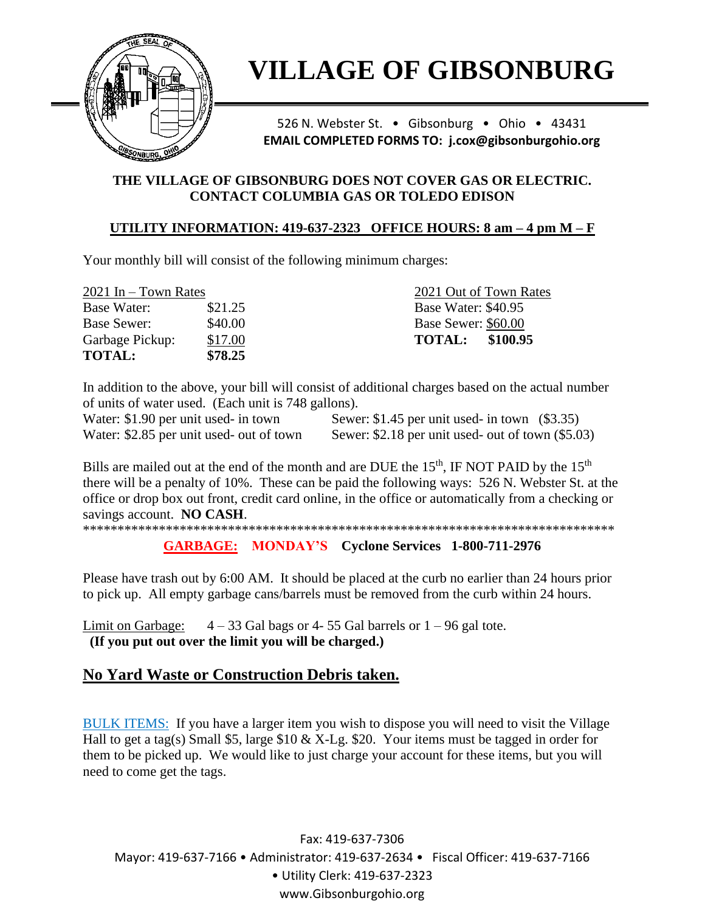# VILLAGE OF GIBSONBURG

526 N. Webster St. • Gibsonburg • Ohio • 43431

**EMAIL COMPLETED FORMS TO: j.cox@gibsonburgohio.org**

**THE VILLAGE OF GIBSONBURG DOES NOT COVER GAS OR ELECTRIC. CONTACT COLUMBIA GAS OR TOLEDO EDISON**

**UTILITY INFORMATION: 419-637-2323 OFFICE HOURS: 8 am – 4 pm M – F**

Your monthly bill will consist of the following minimum charges:

| 2021 In – Town Rates | | 2021 Out of Town Rates | |
|---|---|---|---|
| Base Water: | $21.25 | Base Water: | $40.95 |
| Base Sewer: | $40.00 | Base Sewer: | $60.00 |
| Garbage Pickup: | $17.00 | **TOTAL:** | **$100.95** |
| **TOTAL:** | **$78.25** | | |

In addition to the above, your bill will consist of additional charges based on the actual number of units of water used. (Each unit is 748 gallons).

Water: $1.90 per unit used- in town — Sewer: $1.45 per unit used- in town ($3.35)
Water: $2.85 per unit used- out of town — Sewer: $2.18 per unit used- out of town ($5.03)

Bills are mailed out at the end of the month and are DUE the 15th, IF NOT PAID by the 15th there will be a penalty of 10%. These can be paid the following ways: 526 N. Webster St. at the office or drop box out front, credit card online, in the office or automatically from a checking or savings account. **NO CASH**.

******************************************************************************

**GARBAGE: MONDAY'S Cyclone Services 1-800-711-2976**

Please have trash out by 6:00 AM. It should be placed at the curb no earlier than 24 hours prior to pick up. All empty garbage cans/barrels must be removed from the curb within 24 hours.

Limit on Garbage: 4 – 33 Gal bags or 4- 55 Gal barrels or 1 – 96 gal tote.
**(If you put out over the limit you will be charged.)**

## No Yard Waste or Construction Debris taken.

BULK ITEMS: If you have a larger item you wish to dispose you will need to visit the Village Hall to get a tag(s) Small $5, large $10 & X-Lg. $20. Your items must be tagged in order for them to be picked up. We would like to just charge your account for these items, but you will need to come get the tags.

Fax: 419-637-7306
Mayor: 419-637-7166 • Administrator: 419-637-2634 • Fiscal Officer: 419-637-7166
• Utility Clerk: 419-637-2323
www.Gibsonburgohio.org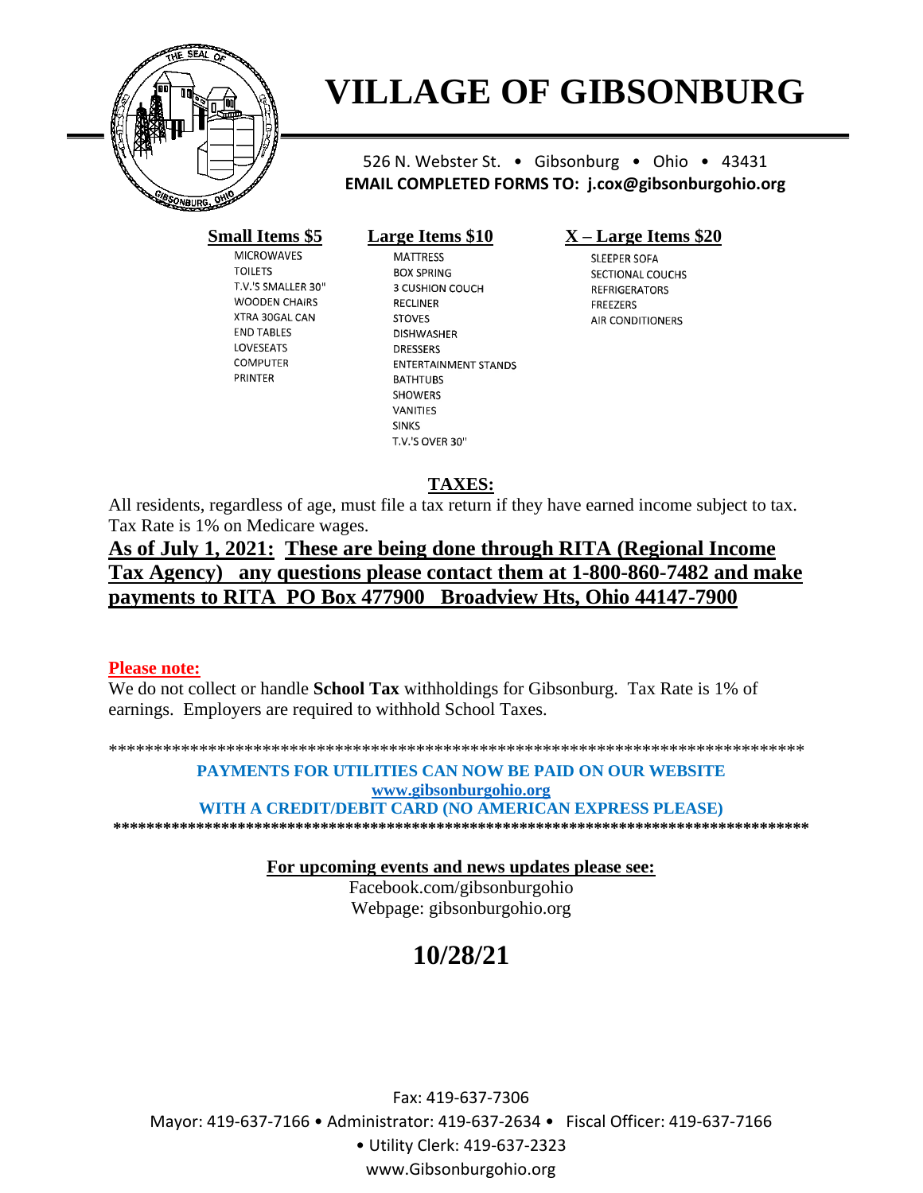# VILLAGE OF GIBSONBURG

526 N. Webster St. • Gibsonburg • Ohio • 43431

**EMAIL COMPLETED FORMS TO: j.cox@gibsonburgohio.org**

**Small Items $5**

- MICROWAVES
- TOILETS
- T.V.'S SMALLER 30"
- WOODEN CHAIRS
- XTRA 30GAL CAN
- END TABLES
- LOVESEATS
- COMPUTER
- PRINTER

**Large Items $10**

- MATTRESS
- BOX SPRING
- 3 CUSHION COUCH
- RECLINER
- STOVES
- DISHWASHER
- DRESSERS
- ENTERTAINMENT STANDS
- BATHTUBS
- SHOWERS
- VANITIES
- SINKS
- T.V.'S OVER 30"

**X – Large Items $20**

- SLEEPER SOFA
- SECTIONAL COUCHS
- REFRIGERATORS
- FREEZERS
- AIR CONDITIONERS

## TAXES:

All residents, regardless of age, must file a tax return if they have earned income subject to tax. Tax Rate is 1% on Medicare wages.

**As of July 1, 2021: These are being done through RITA (Regional Income Tax Agency) any questions please contact them at 1-800-860-7482 and make payments to RITA PO Box 477900 Broadview Hts, Ohio 44147-7900**

**Please note:**

We do not collect or handle **School Tax** withholdings for Gibsonburg. Tax Rate is 1% of earnings. Employers are required to withhold School Taxes.

**********************************************************************************

**PAYMENTS FOR UTILITIES CAN NOW BE PAID ON OUR WEBSITE**
**www.gibsonburgohio.org**
**WITH A CREDIT/DEBIT CARD (NO AMERICAN EXPRESS PLEASE)**

**********************************************************************************

**For upcoming events and news updates please see:**

Facebook.com/gibsonburgohio

Webpage: gibsonburgohio.org

## 10/28/21

Fax: 419-637-7306

Mayor: 419-637-7166 • Administrator: 419-637-2634 • Fiscal Officer: 419-637-7166

• Utility Clerk: 419-637-2323

www.Gibsonburgohio.org